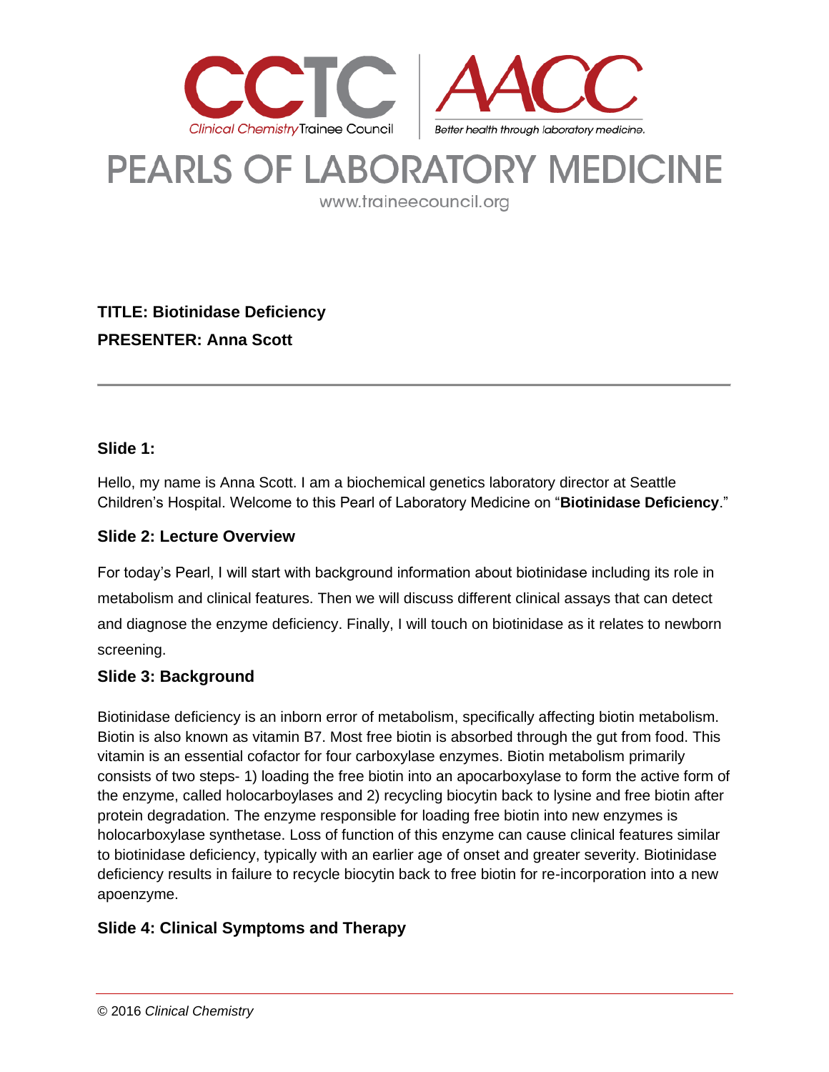# PEARLS OF LABORATORY MEDICINE

www.traineecouncil.org

**TITLE: Biotinidase Deficiency**

**PRESENTER: Anna Scott**

---

### Slide 1:

Hello, my name is Anna Scott. I am a biochemical genetics laboratory director at Seattle Children's Hospital. Welcome to this Pearl of Laboratory Medicine on "**Biotinidase Deficiency**."

### Slide 2: Lecture Overview

For today's Pearl, I will start with background information about biotinidase including its role in metabolism and clinical features. Then we will discuss different clinical assays that can detect and diagnose the enzyme deficiency. Finally, I will touch on biotinidase as it relates to newborn screening.

### Slide 3: Background

Biotinidase deficiency is an inborn error of metabolism, specifically affecting biotin metabolism. Biotin is also known as vitamin B7. Most free biotin is absorbed through the gut from food. This vitamin is an essential cofactor for four carboxylase enzymes. Biotin metabolism primarily consists of two steps- 1) loading the free biotin into an apocarboxylase to form the active form of the enzyme, called holocarboylases and 2) recycling biocytin back to lysine and free biotin after protein degradation. The enzyme responsible for loading free biotin into new enzymes is holocarboxylase synthetase. Loss of function of this enzyme can cause clinical features similar to biotinidase deficiency, typically with an earlier age of onset and greater severity. Biotinidase deficiency results in failure to recycle biocytin back to free biotin for re-incorporation into a new apoenzyme.

### Slide 4: Clinical Symptoms and Therapy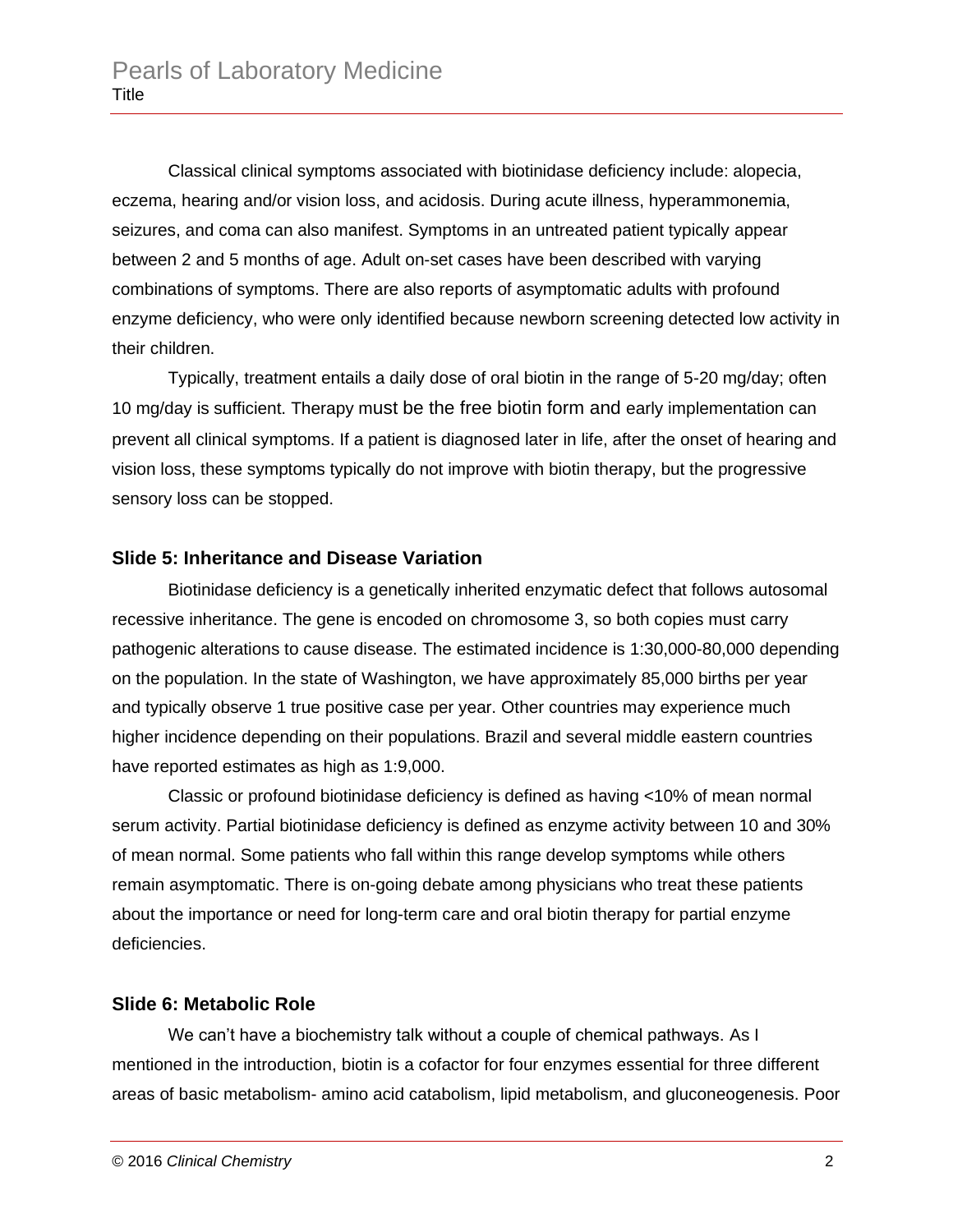Classical clinical symptoms associated with biotinidase deficiency include: alopecia, eczema, hearing and/or vision loss, and acidosis. During acute illness, hyperammonemia, seizures, and coma can also manifest. Symptoms in an untreated patient typically appear between 2 and 5 months of age. Adult on-set cases have been described with varying combinations of symptoms. There are also reports of asymptomatic adults with profound enzyme deficiency, who were only identified because newborn screening detected low activity in their children.

Typically, treatment entails a daily dose of oral biotin in the range of 5-20 mg/day; often 10 mg/day is sufficient. Therapy must be the free biotin form and early implementation can prevent all clinical symptoms. If a patient is diagnosed later in life, after the onset of hearing and vision loss, these symptoms typically do not improve with biotin therapy, but the progressive sensory loss can be stopped.

### Slide 5: Inheritance and Disease Variation

Biotinidase deficiency is a genetically inherited enzymatic defect that follows autosomal recessive inheritance. The gene is encoded on chromosome 3, so both copies must carry pathogenic alterations to cause disease. The estimated incidence is 1:30,000-80,000 depending on the population. In the state of Washington, we have approximately 85,000 births per year and typically observe 1 true positive case per year. Other countries may experience much higher incidence depending on their populations. Brazil and several middle eastern countries have reported estimates as high as 1:9,000.

Classic or profound biotinidase deficiency is defined as having <10% of mean normal serum activity. Partial biotinidase deficiency is defined as enzyme activity between 10 and 30% of mean normal. Some patients who fall within this range develop symptoms while others remain asymptomatic. There is on-going debate among physicians who treat these patients about the importance or need for long-term care and oral biotin therapy for partial enzyme deficiencies.

### Slide 6: Metabolic Role

We can't have a biochemistry talk without a couple of chemical pathways. As I mentioned in the introduction, biotin is a cofactor for four enzymes essential for three different areas of basic metabolism- amino acid catabolism, lipid metabolism, and gluconeogenesis. Poor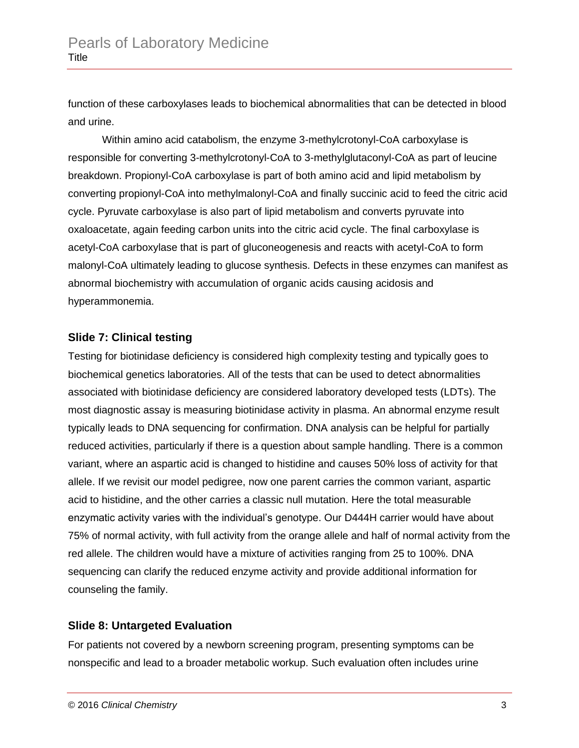function of these carboxylases leads to biochemical abnormalities that can be detected in blood and urine.

Within amino acid catabolism, the enzyme 3-methylcrotonyl-CoA carboxylase is responsible for converting 3-methylcrotonyl-CoA to 3-methylglutaconyl-CoA as part of leucine breakdown. Propionyl-CoA carboxylase is part of both amino acid and lipid metabolism by converting propionyl-CoA into methylmalonyl-CoA and finally succinic acid to feed the citric acid cycle. Pyruvate carboxylase is also part of lipid metabolism and converts pyruvate into oxaloacetate, again feeding carbon units into the citric acid cycle. The final carboxylase is acetyl-CoA carboxylase that is part of gluconeogenesis and reacts with acetyl-CoA to form malonyl-CoA ultimately leading to glucose synthesis. Defects in these enzymes can manifest as abnormal biochemistry with accumulation of organic acids causing acidosis and hyperammonemia.

### Slide 7: Clinical testing

Testing for biotinidase deficiency is considered high complexity testing and typically goes to biochemical genetics laboratories. All of the tests that can be used to detect abnormalities associated with biotinidase deficiency are considered laboratory developed tests (LDTs). The most diagnostic assay is measuring biotinidase activity in plasma. An abnormal enzyme result typically leads to DNA sequencing for confirmation. DNA analysis can be helpful for partially reduced activities, particularly if there is a question about sample handling. There is a common variant, where an aspartic acid is changed to histidine and causes 50% loss of activity for that allele. If we revisit our model pedigree, now one parent carries the common variant, aspartic acid to histidine, and the other carries a classic null mutation. Here the total measurable enzymatic activity varies with the individual's genotype. Our D444H carrier would have about 75% of normal activity, with full activity from the orange allele and half of normal activity from the red allele. The children would have a mixture of activities ranging from 25 to 100%. DNA sequencing can clarify the reduced enzyme activity and provide additional information for counseling the family.

### Slide 8: Untargeted Evaluation

For patients not covered by a newborn screening program, presenting symptoms can be nonspecific and lead to a broader metabolic workup. Such evaluation often includes urine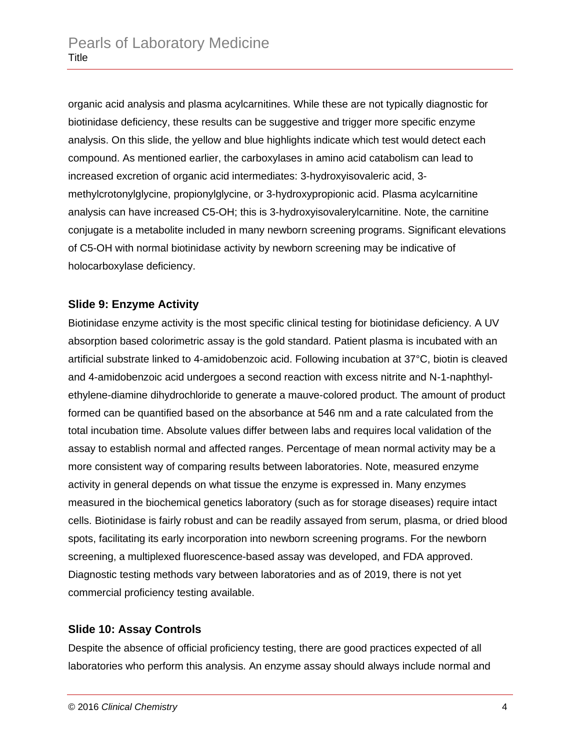organic acid analysis and plasma acylcarnitines. While these are not typically diagnostic for biotinidase deficiency, these results can be suggestive and trigger more specific enzyme analysis. On this slide, the yellow and blue highlights indicate which test would detect each compound. As mentioned earlier, the carboxylases in amino acid catabolism can lead to increased excretion of organic acid intermediates: 3-hydroxyisovaleric acid, 3-methylcrotonylglycine, propionylglycine, or 3-hydroxypropionic acid. Plasma acylcarnitine analysis can have increased C5-OH; this is 3-hydroxyisovalerylcarnitine. Note, the carnitine conjugate is a metabolite included in many newborn screening programs. Significant elevations of C5-OH with normal biotinidase activity by newborn screening may be indicative of holocarboxylase deficiency.

### Slide 9: Enzyme Activity

Biotinidase enzyme activity is the most specific clinical testing for biotinidase deficiency. A UV absorption based colorimetric assay is the gold standard. Patient plasma is incubated with an artificial substrate linked to 4-amidobenzoic acid. Following incubation at 37°C, biotin is cleaved and 4-amidobenzoic acid undergoes a second reaction with excess nitrite and N-1-naphthyl-ethylene-diamine dihydrochloride to generate a mauve-colored product. The amount of product formed can be quantified based on the absorbance at 546 nm and a rate calculated from the total incubation time. Absolute values differ between labs and requires local validation of the assay to establish normal and affected ranges. Percentage of mean normal activity may be a more consistent way of comparing results between laboratories. Note, measured enzyme activity in general depends on what tissue the enzyme is expressed in. Many enzymes measured in the biochemical genetics laboratory (such as for storage diseases) require intact cells. Biotinidase is fairly robust and can be readily assayed from serum, plasma, or dried blood spots, facilitating its early incorporation into newborn screening programs. For the newborn screening, a multiplexed fluorescence-based assay was developed, and FDA approved. Diagnostic testing methods vary between laboratories and as of 2019, there is not yet commercial proficiency testing available.

### Slide 10: Assay Controls

Despite the absence of official proficiency testing, there are good practices expected of all laboratories who perform this analysis. An enzyme assay should always include normal and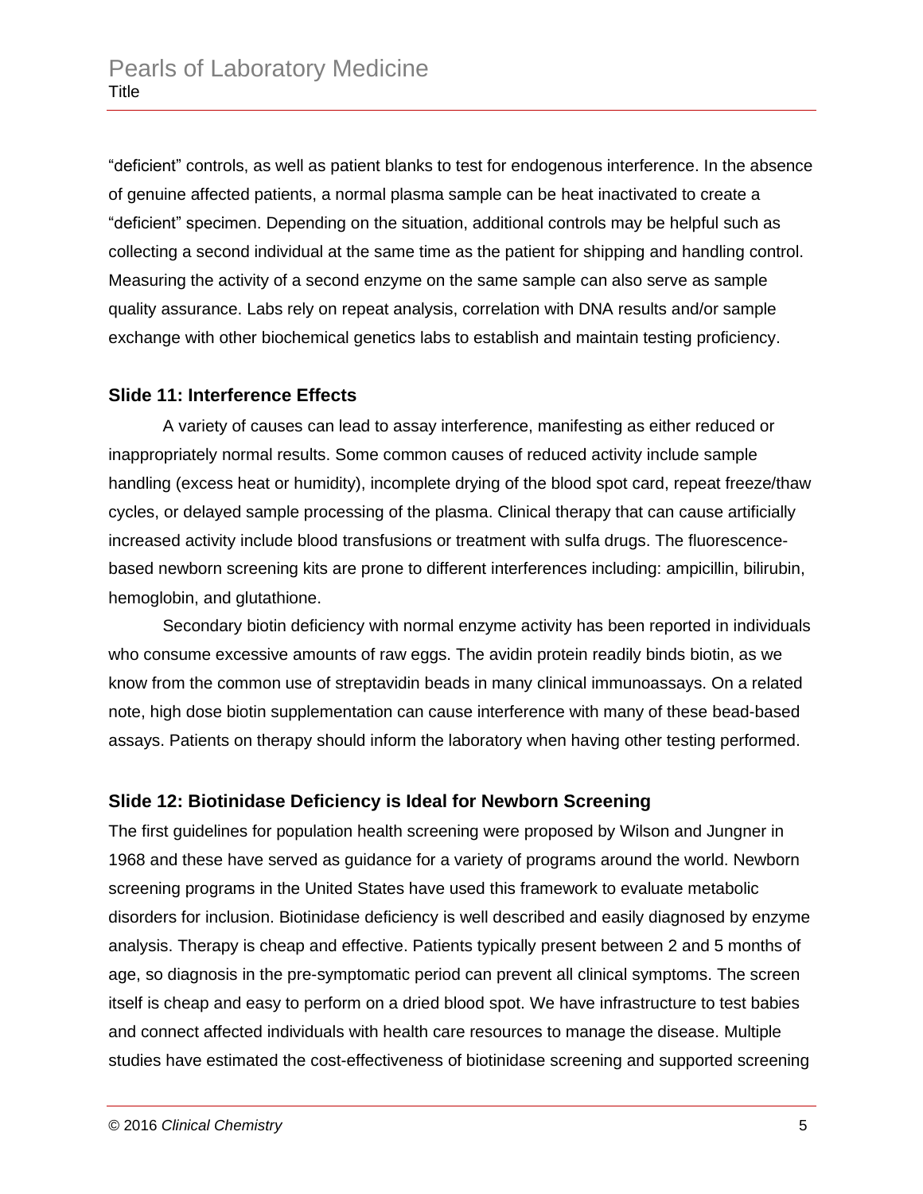"deficient" controls, as well as patient blanks to test for endogenous interference. In the absence of genuine affected patients, a normal plasma sample can be heat inactivated to create a "deficient" specimen. Depending on the situation, additional controls may be helpful such as collecting a second individual at the same time as the patient for shipping and handling control. Measuring the activity of a second enzyme on the same sample can also serve as sample quality assurance. Labs rely on repeat analysis, correlation with DNA results and/or sample exchange with other biochemical genetics labs to establish and maintain testing proficiency.

### Slide 11: Interference Effects

A variety of causes can lead to assay interference, manifesting as either reduced or inappropriately normal results. Some common causes of reduced activity include sample handling (excess heat or humidity), incomplete drying of the blood spot card, repeat freeze/thaw cycles, or delayed sample processing of the plasma. Clinical therapy that can cause artificially increased activity include blood transfusions or treatment with sulfa drugs. The fluorescence-based newborn screening kits are prone to different interferences including: ampicillin, bilirubin, hemoglobin, and glutathione.

Secondary biotin deficiency with normal enzyme activity has been reported in individuals who consume excessive amounts of raw eggs. The avidin protein readily binds biotin, as we know from the common use of streptavidin beads in many clinical immunoassays. On a related note, high dose biotin supplementation can cause interference with many of these bead-based assays. Patients on therapy should inform the laboratory when having other testing performed.

### Slide 12: Biotinidase Deficiency is Ideal for Newborn Screening

The first guidelines for population health screening were proposed by Wilson and Jungner in 1968 and these have served as guidance for a variety of programs around the world. Newborn screening programs in the United States have used this framework to evaluate metabolic disorders for inclusion. Biotinidase deficiency is well described and easily diagnosed by enzyme analysis. Therapy is cheap and effective. Patients typically present between 2 and 5 months of age, so diagnosis in the pre-symptomatic period can prevent all clinical symptoms. The screen itself is cheap and easy to perform on a dried blood spot. We have infrastructure to test babies and connect affected individuals with health care resources to manage the disease. Multiple studies have estimated the cost-effectiveness of biotinidase screening and supported screening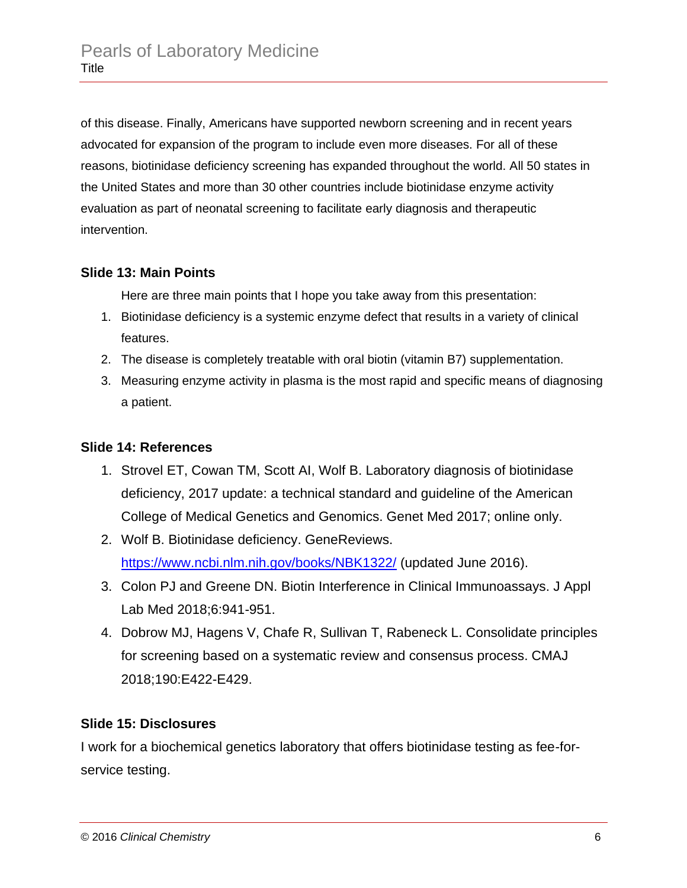of this disease. Finally, Americans have supported newborn screening and in recent years advocated for expansion of the program to include even more diseases. For all of these reasons, biotinidase deficiency screening has expanded throughout the world. All 50 states in the United States and more than 30 other countries include biotinidase enzyme activity evaluation as part of neonatal screening to facilitate early diagnosis and therapeutic intervention.

**Slide 13: Main Points**

Here are three main points that I hope you take away from this presentation:

1. Biotinidase deficiency is a systemic enzyme defect that results in a variety of clinical features.
2. The disease is completely treatable with oral biotin (vitamin B7) supplementation.
3. Measuring enzyme activity in plasma is the most rapid and specific means of diagnosing a patient.

**Slide 14: References**

1. Strovel ET, Cowan TM, Scott AI, Wolf B. Laboratory diagnosis of biotinidase deficiency, 2017 update: a technical standard and guideline of the American College of Medical Genetics and Genomics. Genet Med 2017; online only.
2. Wolf B. Biotinidase deficiency. GeneReviews. https://www.ncbi.nlm.nih.gov/books/NBK1322/ (updated June 2016).
3. Colon PJ and Greene DN. Biotin Interference in Clinical Immunoassays. J Appl Lab Med 2018;6:941-951.
4. Dobrow MJ, Hagens V, Chafe R, Sullivan T, Rabeneck L. Consolidate principles for screening based on a systematic review and consensus process. CMAJ 2018;190:E422-E429.

**Slide 15: Disclosures**

I work for a biochemical genetics laboratory that offers biotinidase testing as fee-for-service testing.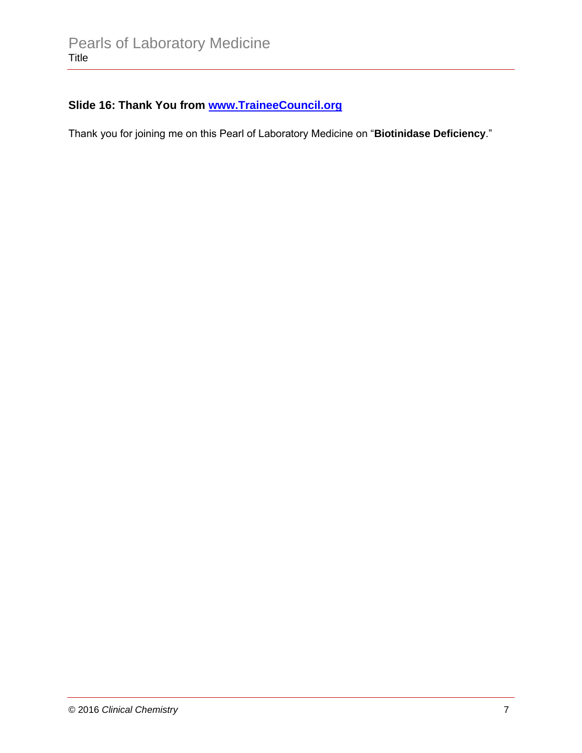**Slide 16: Thank You from [www.TraineeCouncil.org](http://www.TraineeCouncil.org)**

Thank you for joining me on this Pearl of Laboratory Medicine on "**Biotinidase Deficiency**."